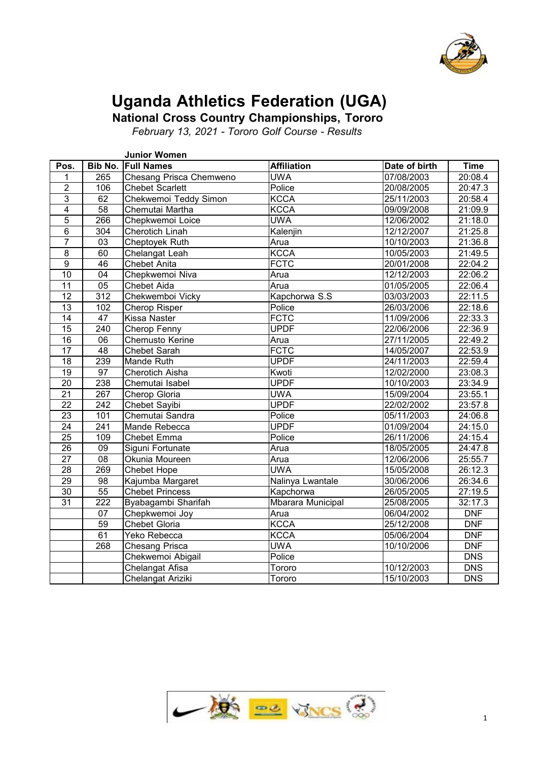# Uganda Athletics Federation (UGA)

## National Cross Country Championships, Tororo

*February 13, 2021 - Tororo Golf Course - Results*

**Junior Women**

| Pos. | Bib No. | Full Names | Affiliation | Date of birth | Time |
|---|---|---|---|---|---|
| 1 | 265 | Chesang Prisca Chemweno | UWA | 07/08/2003 | 20:08.4 |
| 2 | 106 | Chebet Scarlett | Police | 20/08/2005 | 20:47.3 |
| 3 | 62 | Chekwemoi Teddy Simon | KCCA | 25/11/2003 | 20:58.4 |
| 4 | 58 | Chemutai Martha | KCCA | 09/09/2008 | 21:09.9 |
| 5 | 266 | Chepkwemoi Loice | UWA | 12/06/2002 | 21:18.0 |
| 6 | 304 | Cherotich Linah | Kalenjin | 12/12/2007 | 21:25.8 |
| 7 | 03 | Cheptoyek Ruth | Arua | 10/10/2003 | 21:36.8 |
| 8 | 60 | Chelangat Leah | KCCA | 10/05/2003 | 21:49.5 |
| 9 | 46 | Chebet Anita | FCTC | 20/01/2008 | 22:04.2 |
| 10 | 04 | Chepkwemoi Niva | Arua | 12/12/2003 | 22:06.2 |
| 11 | 05 | Chebet Aida | Arua | 01/05/2005 | 22:06.4 |
| 12 | 312 | Chekwemboi Vicky | Kapchorwa S.S | 03/03/2003 | 22:11.5 |
| 13 | 102 | Cherop Risper | Police | 26/03/2006 | 22:18.6 |
| 14 | 47 | Kissa Naster | FCTC | 11/09/2006 | 22:33.3 |
| 15 | 240 | Cherop Fenny | UPDF | 22/06/2006 | 22:36.9 |
| 16 | 06 | Chemusto Kerine | Arua | 27/11/2005 | 22:49.2 |
| 17 | 48 | Chebet Sarah | FCTC | 14/05/2007 | 22:53.9 |
| 18 | 239 | Mande Ruth | UPDF | 24/11/2003 | 22:59.4 |
| 19 | 97 | Cherotich Aisha | Kwoti | 12/02/2000 | 23:08.3 |
| 20 | 238 | Chemutai Isabel | UPDF | 10/10/2003 | 23:34.9 |
| 21 | 267 | Cherop Gloria | UWA | 15/09/2004 | 23:55.1 |
| 22 | 242 | Chebet Sayibi | UPDF | 22/02/2002 | 23:57.8 |
| 23 | 101 | Chemutai Sandra | Police | 05/11/2003 | 24:06.8 |
| 24 | 241 | Mande Rebecca | UPDF | 01/09/2004 | 24:15.0 |
| 25 | 109 | Chebet Emma | Police | 26/11/2006 | 24:15.4 |
| 26 | 09 | Siguni Fortunate | Arua | 18/05/2005 | 24:47.8 |
| 27 | 08 | Okunia Moureen | Arua | 12/06/2006 | 25:55.7 |
| 28 | 269 | Chebet Hope | UWA | 15/05/2008 | 26:12.3 |
| 29 | 98 | Kajumba Margaret | Nalinya Lwantale | 30/06/2006 | 26:34.6 |
| 30 | 55 | Chebet Princess | Kapchorwa | 26/05/2005 | 27:19.5 |
| 31 | 222 | Byabagambi Sharifah | Mbarara Municipal | 25/08/2005 | 32:17.3 |
| | 07 | Chepkwemoi Joy | Arua | 06/04/2002 | DNF |
| | 59 | Chebet Gloria | KCCA | 25/12/2008 | DNF |
| | 61 | Yeko Rebecca | KCCA | 05/06/2004 | DNF |
| | 268 | Chesang Prisca | UWA | 10/10/2006 | DNF |
| | | Chekwemoi Abigail | Police | | DNS |
| | | Chelangat Afisa | Tororo | 10/12/2003 | DNS |
| | | Chelangat Ariziki | Tororo | 15/10/2003 | DNS |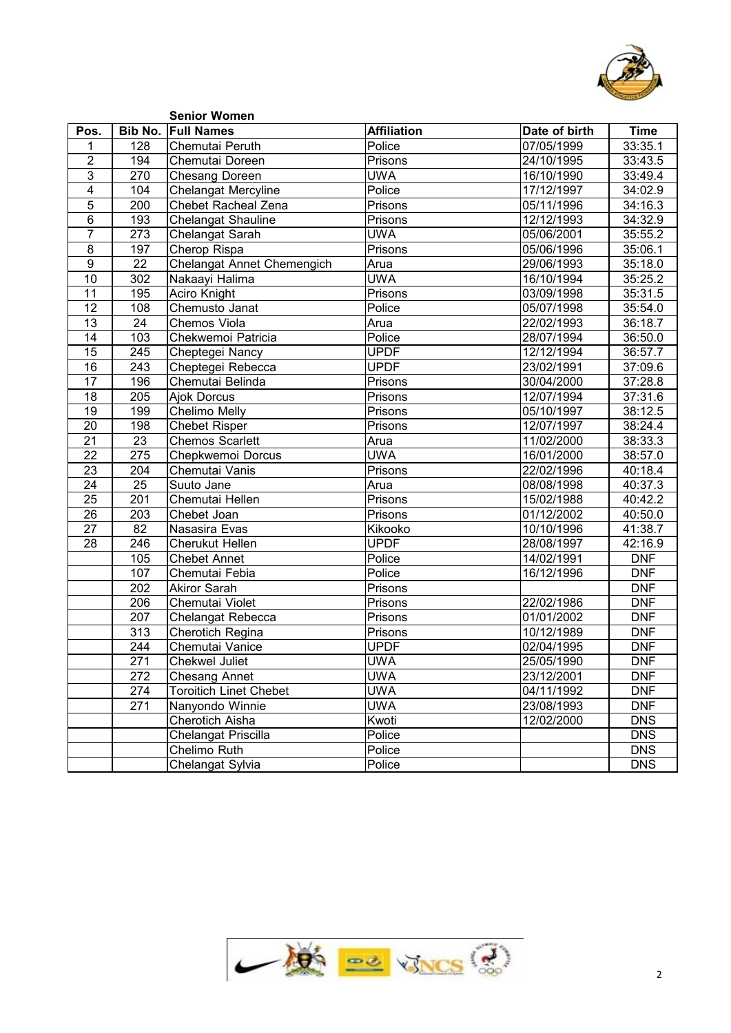**Senior Women**

| Pos. | Bib No. | Full Names | Affiliation | Date of birth | Time |
|---|---|---|---|---|---|
| 1 | 128 | Chemutai Peruth | Police | 07/05/1999 | 33:35.1 |
| 2 | 194 | Chemutai Doreen | Prisons | 24/10/1995 | 33:43.5 |
| 3 | 270 | Chesang Doreen | UWA | 16/10/1990 | 33:49.4 |
| 4 | 104 | Chelangat Mercyline | Police | 17/12/1997 | 34:02.9 |
| 5 | 200 | Chebet Racheal Zena | Prisons | 05/11/1996 | 34:16.3 |
| 6 | 193 | Chelangat Shauline | Prisons | 12/12/1993 | 34:32.9 |
| 7 | 273 | Chelangat Sarah | UWA | 05/06/2001 | 35:55.2 |
| 8 | 197 | Cherop Rispa | Prisons | 05/06/1996 | 35:06.1 |
| 9 | 22 | Chelangat Annet Chemengich | Arua | 29/06/1993 | 35:18.0 |
| 10 | 302 | Nakaayi Halima | UWA | 16/10/1994 | 35:25.2 |
| 11 | 195 | Aciro Knight | Prisons | 03/09/1998 | 35:31.5 |
| 12 | 108 | Chemusto Janat | Police | 05/07/1998 | 35:54.0 |
| 13 | 24 | Chemos Viola | Arua | 22/02/1993 | 36:18.7 |
| 14 | 103 | Chekwemoi Patricia | Police | 28/07/1994 | 36:50.0 |
| 15 | 245 | Cheptegei Nancy | UPDF | 12/12/1994 | 36:57.7 |
| 16 | 243 | Cheptegei Rebecca | UPDF | 23/02/1991 | 37:09.6 |
| 17 | 196 | Chemutai Belinda | Prisons | 30/04/2000 | 37:28.8 |
| 18 | 205 | Ajok Dorcus | Prisons | 12/07/1994 | 37:31.6 |
| 19 | 199 | Chelimo Melly | Prisons | 05/10/1997 | 38:12.5 |
| 20 | 198 | Chebet Risper | Prisons | 12/07/1997 | 38:24.4 |
| 21 | 23 | Chemos Scarlett | Arua | 11/02/2000 | 38:33.3 |
| 22 | 275 | Chepkwemoi Dorcus | UWA | 16/01/2000 | 38:57.0 |
| 23 | 204 | Chemutai Vanis | Prisons | 22/02/1996 | 40:18.4 |
| 24 | 25 | Suuto Jane | Arua | 08/08/1998 | 40:37.3 |
| 25 | 201 | Chemutai Hellen | Prisons | 15/02/1988 | 40:42.2 |
| 26 | 203 | Chebet Joan | Prisons | 01/12/2002 | 40:50.0 |
| 27 | 82 | Nasasira Evas | Kikooko | 10/10/1996 | 41:38.7 |
| 28 | 246 | Cherukut Hellen | UPDF | 28/08/1997 | 42:16.9 |
| | 105 | Chebet Annet | Police | 14/02/1991 | DNF |
| | 107 | Chemutai Febia | Police | 16/12/1996 | DNF |
| | 202 | Akiror Sarah | Prisons | | DNF |
| | 206 | Chemutai Violet | Prisons | 22/02/1986 | DNF |
| | 207 | Chelangat Rebecca | Prisons | 01/01/2002 | DNF |
| | 313 | Cherotich Regina | Prisons | 10/12/1989 | DNF |
| | 244 | Chemutai Vanice | UPDF | 02/04/1995 | DNF |
| | 271 | Chekwel Juliet | UWA | 25/05/1990 | DNF |
| | 272 | Chesang Annet | UWA | 23/12/2001 | DNF |
| | 274 | Toroitich Linet Chebet | UWA | 04/11/1992 | DNF |
| | 271 | Nanyondo Winnie | UWA | 23/08/1993 | DNF |
| | | Cherotich Aisha | Kwoti | 12/02/2000 | DNS |
| | | Chelangat Priscilla | Police | | DNS |
| | | Chelimo Ruth | Police | | DNS |
| | | Chelangat Sylvia | Police | | DNS |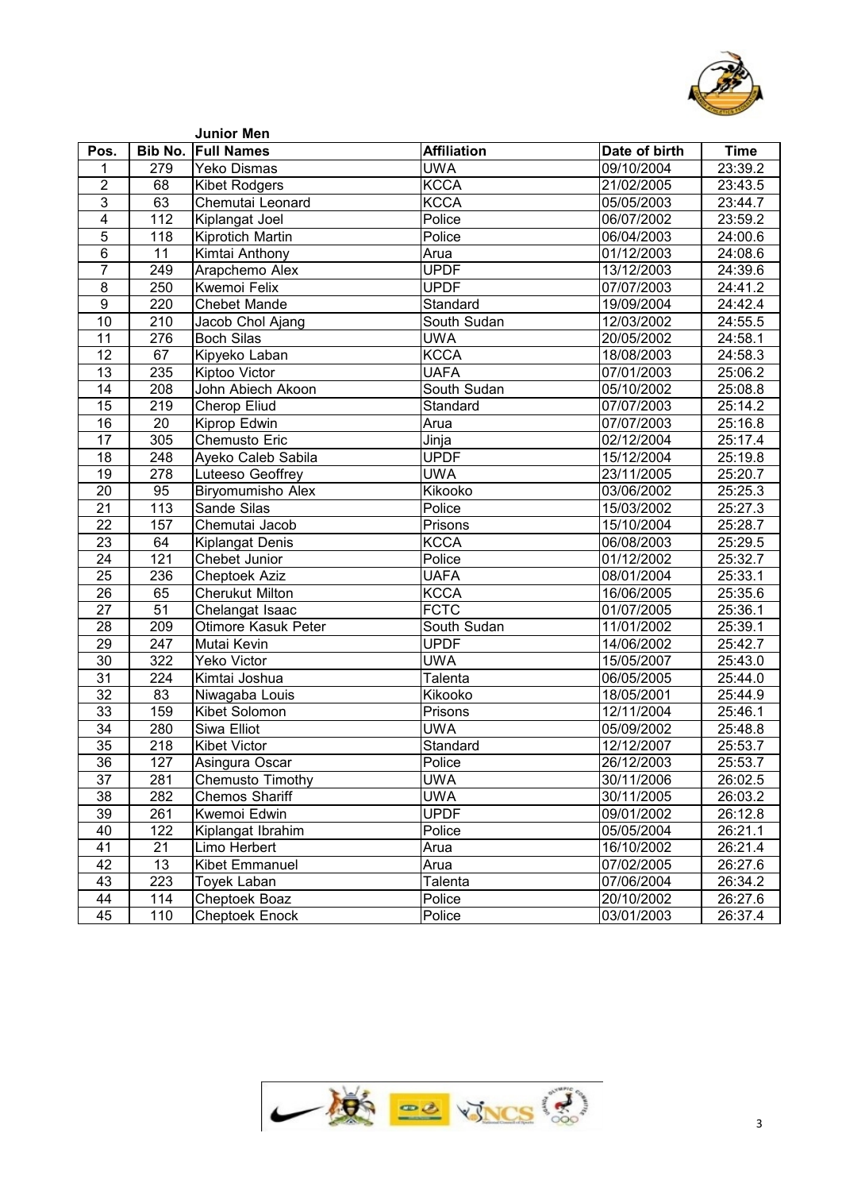### Junior Men

| Pos. | Bib No. | Full Names | Affiliation | Date of birth | Time |
|---|---|---|---|---|---|
| 1 | 279 | Yeko Dismas | UWA | 09/10/2004 | 23:39.2 |
| 2 | 68 | Kibet Rodgers | KCCA | 21/02/2005 | 23:43.5 |
| 3 | 63 | Chemutai Leonard | KCCA | 05/05/2003 | 23:44.7 |
| 4 | 112 | Kiplangat Joel | Police | 06/07/2002 | 23:59.2 |
| 5 | 118 | Kiprotich Martin | Police | 06/04/2003 | 24:00.6 |
| 6 | 11 | Kimtai Anthony | Arua | 01/12/2003 | 24:08.6 |
| 7 | 249 | Arapchemo Alex | UPDF | 13/12/2003 | 24:39.6 |
| 8 | 250 | Kwemoi Felix | UPDF | 07/07/2003 | 24:41.2 |
| 9 | 220 | Chebet Mande | Standard | 19/09/2004 | 24:42.4 |
| 10 | 210 | Jacob Chol Ajang | South Sudan | 12/03/2002 | 24:55.5 |
| 11 | 276 | Boch Silas | UWA | 20/05/2002 | 24:58.1 |
| 12 | 67 | Kipyeko Laban | KCCA | 18/08/2003 | 24:58.3 |
| 13 | 235 | Kiptoo Victor | UAFA | 07/01/2003 | 25:06.2 |
| 14 | 208 | John Abiech Akoon | South Sudan | 05/10/2002 | 25:08.8 |
| 15 | 219 | Cherop Eliud | Standard | 07/07/2003 | 25:14.2 |
| 16 | 20 | Kiprop Edwin | Arua | 07/07/2003 | 25:16.8 |
| 17 | 305 | Chemusto Eric | Jinja | 02/12/2004 | 25:17.4 |
| 18 | 248 | Ayeko Caleb Sabila | UPDF | 15/12/2004 | 25:19.8 |
| 19 | 278 | Luteeso Geoffrey | UWA | 23/11/2005 | 25:20.7 |
| 20 | 95 | Biryomumisho Alex | Kikooko | 03/06/2002 | 25:25.3 |
| 21 | 113 | Sande Silas | Police | 15/03/2002 | 25:27.3 |
| 22 | 157 | Chemutai Jacob | Prisons | 15/10/2004 | 25:28.7 |
| 23 | 64 | Kiplangat Denis | KCCA | 06/08/2003 | 25:29.5 |
| 24 | 121 | Chebet Junior | Police | 01/12/2002 | 25:32.7 |
| 25 | 236 | Cheptoek Aziz | UAFA | 08/01/2004 | 25:33.1 |
| 26 | 65 | Cherukut Milton | KCCA | 16/06/2005 | 25:35.6 |
| 27 | 51 | Chelangat Isaac | FCTC | 01/07/2005 | 25:36.1 |
| 28 | 209 | Otimore Kasuk Peter | South Sudan | 11/01/2002 | 25:39.1 |
| 29 | 247 | Mutai Kevin | UPDF | 14/06/2002 | 25:42.7 |
| 30 | 322 | Yeko Victor | UWA | 15/05/2007 | 25:43.0 |
| 31 | 224 | Kimtai Joshua | Talenta | 06/05/2005 | 25:44.0 |
| 32 | 83 | Niwagaba Louis | Kikooko | 18/05/2001 | 25:44.9 |
| 33 | 159 | Kibet Solomon | Prisons | 12/11/2004 | 25:46.1 |
| 34 | 280 | Siwa Elliot | UWA | 05/09/2002 | 25:48.8 |
| 35 | 218 | Kibet Victor | Standard | 12/12/2007 | 25:53.7 |
| 36 | 127 | Asingura Oscar | Police | 26/12/2003 | 25:53.7 |
| 37 | 281 | Chemusto Timothy | UWA | 30/11/2006 | 26:02.5 |
| 38 | 282 | Chemos Shariff | UWA | 30/11/2005 | 26:03.2 |
| 39 | 261 | Kwemoi Edwin | UPDF | 09/01/2002 | 26:12.8 |
| 40 | 122 | Kiplangat Ibrahim | Police | 05/05/2004 | 26:21.1 |
| 41 | 21 | Limo Herbert | Arua | 16/10/2002 | 26:21.4 |
| 42 | 13 | Kibet Emmanuel | Arua | 07/02/2005 | 26:27.6 |
| 43 | 223 | Toyek Laban | Talenta | 07/06/2004 | 26:34.2 |
| 44 | 114 | Cheptoek Boaz | Police | 20/10/2002 | 26:27.6 |
| 45 | 110 | Cheptoek Enock | Police | 03/01/2003 | 26:37.4 |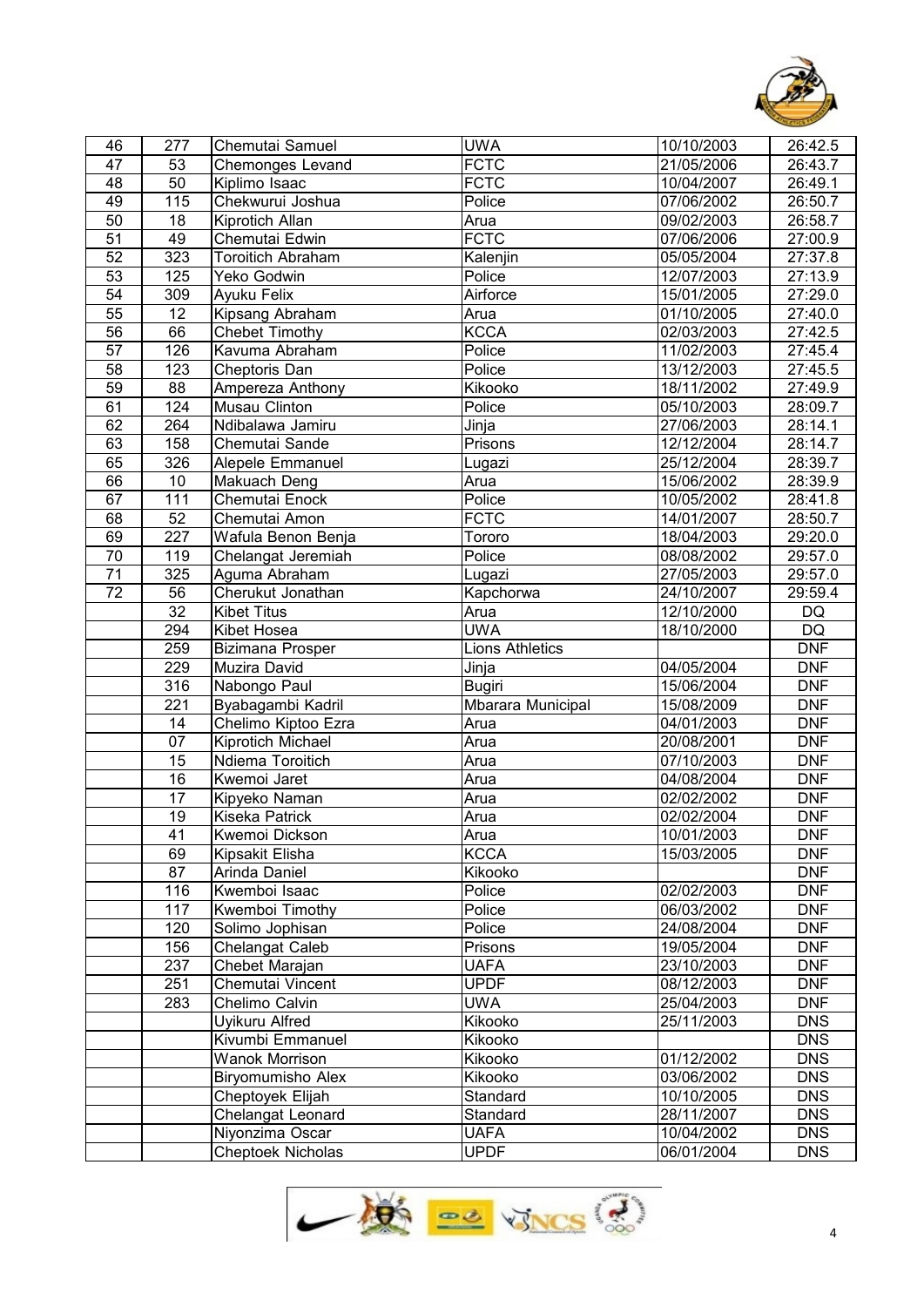| | | | | | |
|---|---|---|---|---|---|
| 46 | 277 | Chemutai Samuel | UWA | 10/10/2003 | 26:42.5 |
| 47 | 53 | Chemonges Levand | FCTC | 21/05/2006 | 26:43.7 |
| 48 | 50 | Kiplimo Isaac | FCTC | 10/04/2007 | 26:49.1 |
| 49 | 115 | Chekwurui Joshua | Police | 07/06/2002 | 26:50.7 |
| 50 | 18 | Kiprotich Allan | Arua | 09/02/2003 | 26:58.7 |
| 51 | 49 | Chemutai Edwin | FCTC | 07/06/2006 | 27:00.9 |
| 52 | 323 | Toroitich Abraham | Kalenjin | 05/05/2004 | 27:37.8 |
| 53 | 125 | Yeko Godwin | Police | 12/07/2003 | 27:13.9 |
| 54 | 309 | Ayuku Felix | Airforce | 15/01/2005 | 27:29.0 |
| 55 | 12 | Kipsang Abraham | Arua | 01/10/2005 | 27:40.0 |
| 56 | 66 | Chebet Timothy | KCCA | 02/03/2003 | 27:42.5 |
| 57 | 126 | Kavuma Abraham | Police | 11/02/2003 | 27:45.4 |
| 58 | 123 | Cheptoris Dan | Police | 13/12/2003 | 27:45.5 |
| 59 | 88 | Ampereza Anthony | Kikooko | 18/11/2002 | 27:49.9 |
| 61 | 124 | Musau Clinton | Police | 05/10/2003 | 28:09.7 |
| 62 | 264 | Ndibalawa Jamiru | Jinja | 27/06/2003 | 28:14.1 |
| 63 | 158 | Chemutai Sande | Prisons | 12/12/2004 | 28:14.7 |
| 65 | 326 | Alepele Emmanuel | Lugazi | 25/12/2004 | 28:39.7 |
| 66 | 10 | Makuach Deng | Arua | 15/06/2002 | 28:39.9 |
| 67 | 111 | Chemutai Enock | Police | 10/05/2002 | 28:41.8 |
| 68 | 52 | Chemutai Amon | FCTC | 14/01/2007 | 28:50.7 |
| 69 | 227 | Wafula Benon Benja | Tororo | 18/04/2003 | 29:20.0 |
| 70 | 119 | Chelangat Jeremiah | Police | 08/08/2002 | 29:57.0 |
| 71 | 325 | Aguma Abraham | Lugazi | 27/05/2003 | 29:57.0 |
| 72 | 56 | Cherukut Jonathan | Kapchorwa | 24/10/2007 | 29:59.4 |
| | 32 | Kibet Titus | Arua | 12/10/2000 | DQ |
| | 294 | Kibet Hosea | UWA | 18/10/2000 | DQ |
| | 259 | Bizimana Prosper | Lions Athletics | | DNF |
| | 229 | Muzira David | Jinja | 04/05/2004 | DNF |
| | 316 | Nabongo Paul | Bugiri | 15/06/2004 | DNF |
| | 221 | Byabagambi Kadril | Mbarara Municipal | 15/08/2009 | DNF |
| | 14 | Chelimo Kiptoo Ezra | Arua | 04/01/2003 | DNF |
| | 07 | Kiprotich Michael | Arua | 20/08/2001 | DNF |
| | 15 | Ndiema Toroitich | Arua | 07/10/2003 | DNF |
| | 16 | Kwemoi Jaret | Arua | 04/08/2004 | DNF |
| | 17 | Kipyeko Naman | Arua | 02/02/2002 | DNF |
| | 19 | Kiseka Patrick | Arua | 02/02/2004 | DNF |
| | 41 | Kwemoi Dickson | Arua | 10/01/2003 | DNF |
| | 69 | Kipsakit Elisha | KCCA | 15/03/2005 | DNF |
| | 87 | Arinda Daniel | Kikooko | | DNF |
| | 116 | Kwemboi Isaac | Police | 02/02/2003 | DNF |
| | 117 | Kwemboi Timothy | Police | 06/03/2002 | DNF |
| | 120 | Solimo Jophisan | Police | 24/08/2004 | DNF |
| | 156 | Chelangat Caleb | Prisons | 19/05/2004 | DNF |
| | 237 | Chebet Marajan | UAFA | 23/10/2003 | DNF |
| | 251 | Chemutai Vincent | UPDF | 08/12/2003 | DNF |
| | 283 | Chelimo Calvin | UWA | 25/04/2003 | DNF |
| | | Uyikuru Alfred | Kikooko | 25/11/2003 | DNS |
| | | Kivumbi Emmanuel | Kikooko | | DNS |
| | | Wanok Morrison | Kikooko | 01/12/2002 | DNS |
| | | Biryomumisho Alex | Kikooko | 03/06/2002 | DNS |
| | | Cheptoyek Elijah | Standard | 10/10/2005 | DNS |
| | | Chelangat Leonard | Standard | 28/11/2007 | DNS |
| | | Niyonzima Oscar | UAFA | 10/04/2002 | DNS |
| | | Cheptoek Nicholas | UPDF | 06/01/2004 | DNS |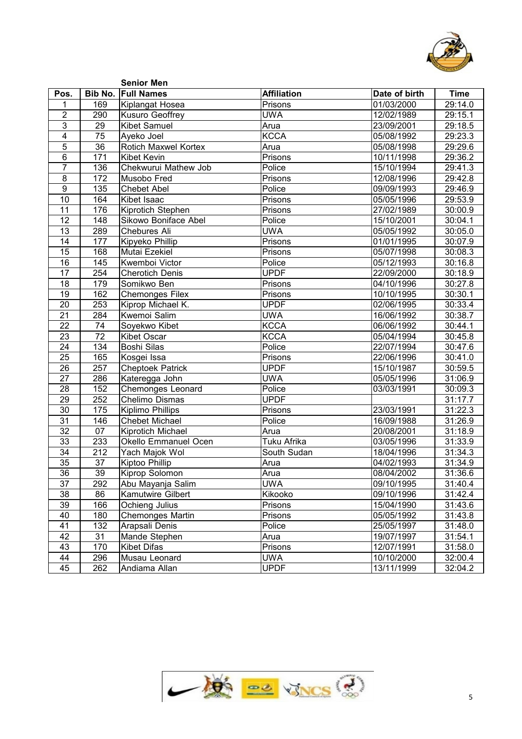### Senior Men

| Pos. | Bib No. | Full Names | Affiliation | Date of birth | Time |
|---|---|---|---|---|---|
| 1 | 169 | Kiplangat Hosea | Prisons | 01/03/2000 | 29:14.0 |
| 2 | 290 | Kusuro Geoffrey | UWA | 12/02/1989 | 29:15.1 |
| 3 | 29 | Kibet Samuel | Arua | 23/09/2001 | 29:18.5 |
| 4 | 75 | Ayeko Joel | KCCA | 05/08/1992 | 29:23.3 |
| 5 | 36 | Rotich Maxwel Kortex | Arua | 05/08/1998 | 29:29.6 |
| 6 | 171 | Kibet Kevin | Prisons | 10/11/1998 | 29:36.2 |
| 7 | 136 | Chekwurui Mathew Job | Police | 15/10/1994 | 29:41.3 |
| 8 | 172 | Musobo Fred | Prisons | 12/08/1996 | 29:42.8 |
| 9 | 135 | Chebet Abel | Police | 09/09/1993 | 29:46.9 |
| 10 | 164 | Kibet Isaac | Prisons | 05/05/1996 | 29:53.9 |
| 11 | 176 | Kiprotich Stephen | Prisons | 27/02/1989 | 30:00.9 |
| 12 | 148 | Sikowo Boniface Abel | Police | 15/10/2001 | 30:04.1 |
| 13 | 289 | Chebures Ali | UWA | 05/05/1992 | 30:05.0 |
| 14 | 177 | Kipyeko Phillip | Prisons | 01/01/1995 | 30:07.9 |
| 15 | 168 | Mutai Ezekiel | Prisons | 05/07/1998 | 30:08.3 |
| 16 | 145 | Kwemboi Victor | Police | 05/12/1993 | 30:16.8 |
| 17 | 254 | Cherotich Denis | UPDF | 22/09/2000 | 30:18.9 |
| 18 | 179 | Somikwo Ben | Prisons | 04/10/1996 | 30:27.8 |
| 19 | 162 | Chemonges Filex | Prisons | 10/10/1995 | 30:30.1 |
| 20 | 253 | Kiprop Michael K. | UPDF | 02/06/1995 | 30:33.4 |
| 21 | 284 | Kwemoi Salim | UWA | 16/06/1992 | 30:38.7 |
| 22 | 74 | Soyekwo Kibet | KCCA | 06/06/1992 | 30:44.1 |
| 23 | 72 | Kibet Oscar | KCCA | 05/04/1994 | 30:45.8 |
| 24 | 134 | Boshi Silas | Police | 22/07/1994 | 30:47.6 |
| 25 | 165 | Kosgei Issa | Prisons | 22/06/1996 | 30:41.0 |
| 26 | 257 | Cheptoek Patrick | UPDF | 15/10/1987 | 30:59.5 |
| 27 | 286 | Kateregga John | UWA | 05/05/1996 | 31:06.9 |
| 28 | 152 | Chemonges Leonard | Police | 03/03/1991 | 30:09.3 |
| 29 | 252 | Chelimo Dismas | UPDF | | 31:17.7 |
| 30 | 175 | Kiplimo Phillips | Prisons | 23/03/1991 | 31:22.3 |
| 31 | 146 | Chebet Michael | Police | 16/09/1988 | 31:26.9 |
| 32 | 07 | Kiprotich Michael | Arua | 20/08/2001 | 31:18.9 |
| 33 | 233 | Okello Emmanuel Ocen | Tuku Afrika | 03/05/1996 | 31:33.9 |
| 34 | 212 | Yach Majok Wol | South Sudan | 18/04/1996 | 31:34.3 |
| 35 | 37 | Kiptoo Phillip | Arua | 04/02/1993 | 31:34.9 |
| 36 | 39 | Kiprop Solomon | Arua | 08/04/2002 | 31:36.6 |
| 37 | 292 | Abu Mayanja Salim | UWA | 09/10/1995 | 31:40.4 |
| 38 | 86 | Kamutwire Gilbert | Kikooko | 09/10/1996 | 31:42.4 |
| 39 | 166 | Ochieng Julius | Prisons | 15/04/1990 | 31:43.6 |
| 40 | 180 | Chemonges Martin | Prisons | 05/05/1992 | 31:43.8 |
| 41 | 132 | Arapsali Denis | Police | 25/05/1997 | 31:48.0 |
| 42 | 31 | Mande Stephen | Arua | 19/07/1997 | 31:54.1 |
| 43 | 170 | Kibet Difas | Prisons | 12/07/1991 | 31:58.0 |
| 44 | 296 | Musau Leonard | UWA | 10/10/2000 | 32:00.4 |
| 45 | 262 | Andiama Allan | UPDF | 13/11/1999 | 32:04.2 |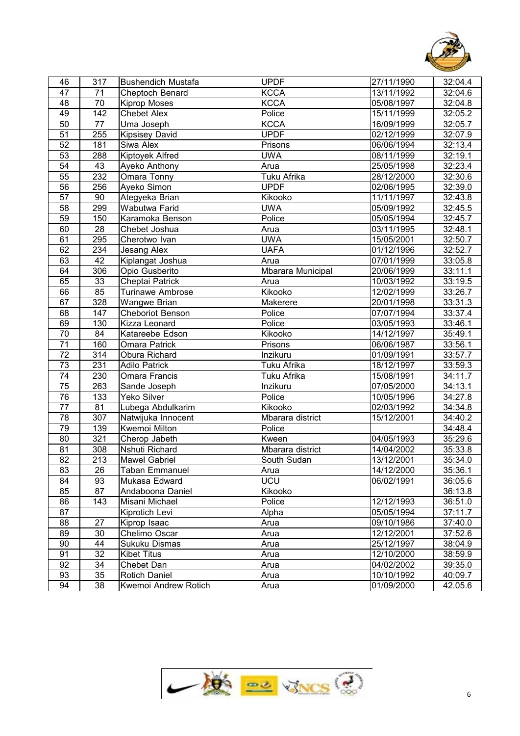| 46 | 317 | Bushendich Mustafa | UPDF | 27/11/1990 | 32:04.4 |
|---|---|---|---|---|---|
| 47 | 71 | Cheptoch Benard | KCCA | 13/11/1992 | 32:04.6 |
| 48 | 70 | Kiprop Moses | KCCA | 05/08/1997 | 32:04.8 |
| 49 | 142 | Chebet Alex | Police | 15/11/1999 | 32:05.2 |
| 50 | 77 | Uma Joseph | KCCA | 16/09/1999 | 32:05.7 |
| 51 | 255 | Kipsisey David | UPDF | 02/12/1999 | 32:07.9 |
| 52 | 181 | Siwa Alex | Prisons | 06/06/1994 | 32:13.4 |
| 53 | 288 | Kiptoyek Alfred | UWA | 08/11/1999 | 32:19.1 |
| 54 | 43 | Ayeko Anthony | Arua | 25/05/1998 | 32:23.4 |
| 55 | 232 | Omara Tonny | Tuku Afrika | 28/12/2000 | 32:30.6 |
| 56 | 256 | Ayeko Simon | UPDF | 02/06/1995 | 32:39.0 |
| 57 | 90 | Ategyeka Brian | Kikooko | 11/11/1997 | 32:43.8 |
| 58 | 299 | Wabutwa Farid | UWA | 05/09/1992 | 32:45.5 |
| 59 | 150 | Karamoka Benson | Police | 05/05/1994 | 32:45.7 |
| 60 | 28 | Chebet Joshua | Arua | 03/11/1995 | 32:48.1 |
| 61 | 295 | Cherotwo Ivan | UWA | 15/05/2001 | 32:50.7 |
| 62 | 234 | Jesang Alex | UAFA | 01/12/1996 | 32:52.7 |
| 63 | 42 | Kiplangat Joshua | Arua | 07/01/1999 | 33:05.8 |
| 64 | 306 | Opio Gusberito | Mbarara Municipal | 20/06/1999 | 33:11.1 |
| 65 | 33 | Cheptai Patrick | Arua | 10/03/1992 | 33:19.5 |
| 66 | 85 | Turinawe Ambrose | Kikooko | 12/02/1999 | 33:26.7 |
| 67 | 328 | Wangwe Brian | Makerere | 20/01/1998 | 33:31.3 |
| 68 | 147 | Cheboriot Benson | Police | 07/07/1994 | 33:37.4 |
| 69 | 130 | Kizza Leonard | Police | 03/05/1993 | 33:46.1 |
| 70 | 84 | Katareebe Edson | Kikooko | 14/12/1997 | 35:49.1 |
| 71 | 160 | Omara Patrick | Prisons | 06/06/1987 | 33:56.1 |
| 72 | 314 | Obura Richard | Inzikuru | 01/09/1991 | 33:57.7 |
| 73 | 231 | Adilo Patrick | Tuku Afrika | 18/12/1997 | 33:59.3 |
| 74 | 230 | Omara Francis | Tuku Afrika | 15/08/1991 | 34:11.7 |
| 75 | 263 | Sande Joseph | Inzikuru | 07/05/2000 | 34:13.1 |
| 76 | 133 | Yeko Silver | Police | 10/05/1996 | 34:27.8 |
| 77 | 81 | Lubega Abdulkarim | Kikooko | 02/03/1992 | 34:34.8 |
| 78 | 307 | Natwijuka Innocent | Mbarara district | 15/12/2001 | 34:40.2 |
| 79 | 139 | Kwemoi Milton | Police | | 34:48.4 |
| 80 | 321 | Cherop Jabeth | Kween | 04/05/1993 | 35:29.6 |
| 81 | 308 | Nshuti Richard | Mbarara district | 14/04/2002 | 35:33.8 |
| 82 | 213 | Mawel Gabriel | South Sudan | 13/12/2001 | 35:34.0 |
| 83 | 26 | Taban Emmanuel | Arua | 14/12/2000 | 35:36.1 |
| 84 | 93 | Mukasa Edward | UCU | 06/02/1991 | 36:05.6 |
| 85 | 87 | Andaboona Daniel | Kikooko | | 36:13.8 |
| 86 | 143 | Misani Michael | Police | 12/12/1993 | 36:51.0 |
| 87 | | Kiprotich Levi | Alpha | 05/05/1994 | 37:11.7 |
| 88 | 27 | Kiprop Isaac | Arua | 09/10/1986 | 37:40.0 |
| 89 | 30 | Chelimo Oscar | Arua | 12/12/2001 | 37:52.6 |
| 90 | 44 | Sukuku Dismas | Arua | 25/12/1997 | 38:04.9 |
| 91 | 32 | Kibet Titus | Arua | 12/10/2000 | 38:59.9 |
| 92 | 34 | Chebet Dan | Arua | 04/02/2002 | 39:35.0 |
| 93 | 35 | Rotich Daniel | Arua | 10/10/1992 | 40:09.7 |
| 94 | 38 | Kwemoi Andrew Rotich | Arua | 01/09/2000 | 42.05.6 |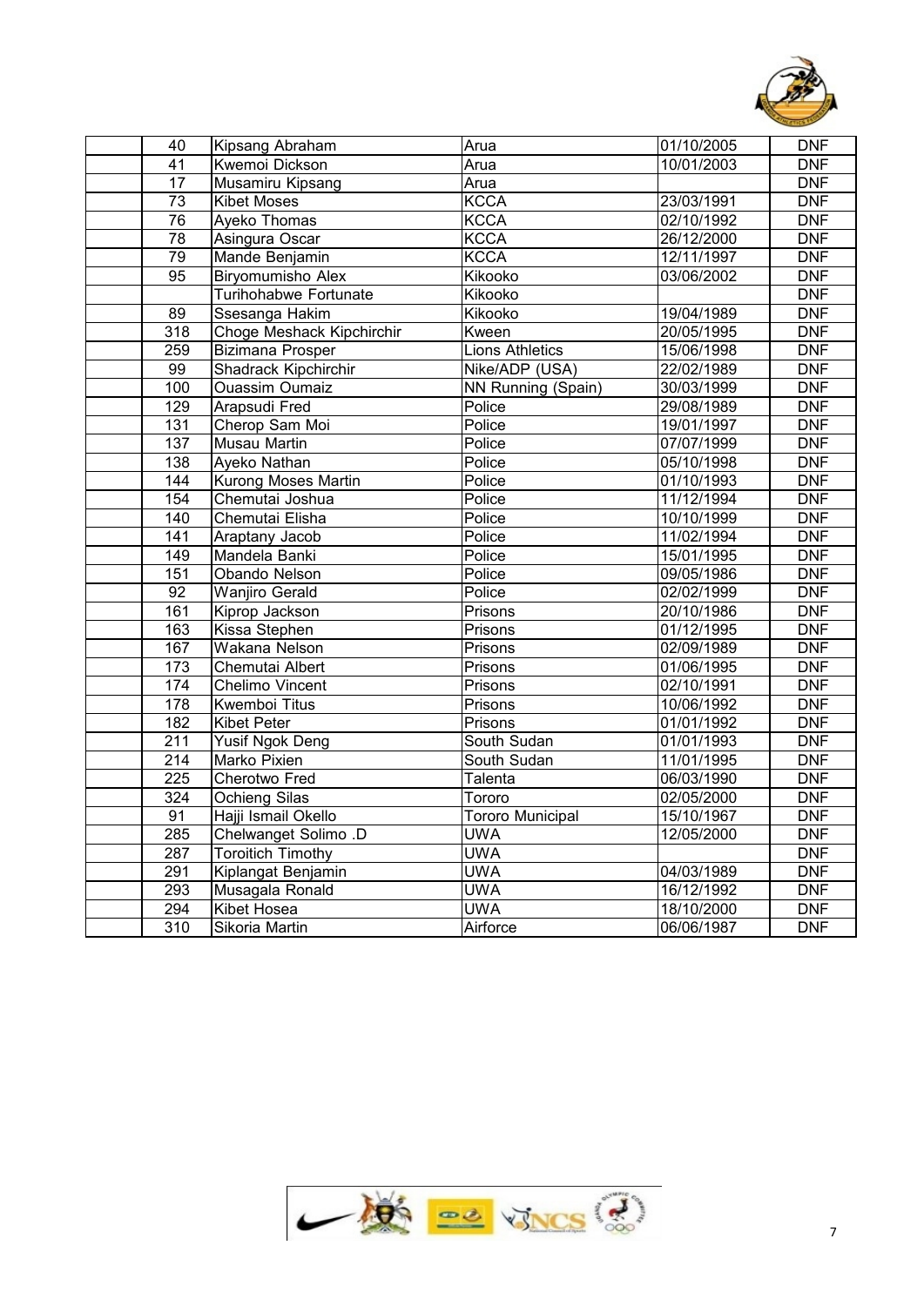| | | | | | |
|---|---|---|---|---|---|
| | 40 | Kipsang Abraham | Arua | 01/10/2005 | DNF |
| | 41 | Kwemoi Dickson | Arua | 10/01/2003 | DNF |
| | 17 | Musamiru Kipsang | Arua | | DNF |
| | 73 | Kibet Moses | KCCA | 23/03/1991 | DNF |
| | 76 | Ayeko Thomas | KCCA | 02/10/1992 | DNF |
| | 78 | Asingura Oscar | KCCA | 26/12/2000 | DNF |
| | 79 | Mande Benjamin | KCCA | 12/11/1997 | DNF |
| | 95 | Biryomumisho Alex | Kikooko | 03/06/2002 | DNF |
| | | Turihohabwe Fortunate | Kikooko | | DNF |
| | 89 | Ssesanga Hakim | Kikooko | 19/04/1989 | DNF |
| | 318 | Choge Meshack Kipchirchir | Kween | 20/05/1995 | DNF |
| | 259 | Bizimana Prosper | Lions Athletics | 15/06/1998 | DNF |
| | 99 | Shadrack Kipchirchir | Nike/ADP (USA) | 22/02/1989 | DNF |
| | 100 | Ouassim Oumaiz | NN Running (Spain) | 30/03/1999 | DNF |
| | 129 | Arapsudi Fred | Police | 29/08/1989 | DNF |
| | 131 | Cherop Sam Moi | Police | 19/01/1997 | DNF |
| | 137 | Musau Martin | Police | 07/07/1999 | DNF |
| | 138 | Ayeko Nathan | Police | 05/10/1998 | DNF |
| | 144 | Kurong Moses Martin | Police | 01/10/1993 | DNF |
| | 154 | Chemutai Joshua | Police | 11/12/1994 | DNF |
| | 140 | Chemutai Elisha | Police | 10/10/1999 | DNF |
| | 141 | Araptany Jacob | Police | 11/02/1994 | DNF |
| | 149 | Mandela Banki | Police | 15/01/1995 | DNF |
| | 151 | Obando Nelson | Police | 09/05/1986 | DNF |
| | 92 | Wanjiro Gerald | Police | 02/02/1999 | DNF |
| | 161 | Kiprop Jackson | Prisons | 20/10/1986 | DNF |
| | 163 | Kissa Stephen | Prisons | 01/12/1995 | DNF |
| | 167 | Wakana Nelson | Prisons | 02/09/1989 | DNF |
| | 173 | Chemutai Albert | Prisons | 01/06/1995 | DNF |
| | 174 | Chelimo Vincent | Prisons | 02/10/1991 | DNF |
| | 178 | Kwemboi Titus | Prisons | 10/06/1992 | DNF |
| | 182 | Kibet Peter | Prisons | 01/01/1992 | DNF |
| | 211 | Yusif Ngok Deng | South Sudan | 01/01/1993 | DNF |
| | 214 | Marko Pixien | South Sudan | 11/01/1995 | DNF |
| | 225 | Cherotwo Fred | Talenta | 06/03/1990 | DNF |
| | 324 | Ochieng Silas | Tororo | 02/05/2000 | DNF |
| | 91 | Hajji Ismail Okello | Tororo Municipal | 15/10/1967 | DNF |
| | 285 | Chelwanget Solimo .D | UWA | 12/05/2000 | DNF |
| | 287 | Toroitich Timothy | UWA | | DNF |
| | 291 | Kiplangat Benjamin | UWA | 04/03/1989 | DNF |
| | 293 | Musagala Ronald | UWA | 16/12/1992 | DNF |
| | 294 | Kibet Hosea | UWA | 18/10/2000 | DNF |
| | 310 | Sikoria Martin | Airforce | 06/06/1987 | DNF |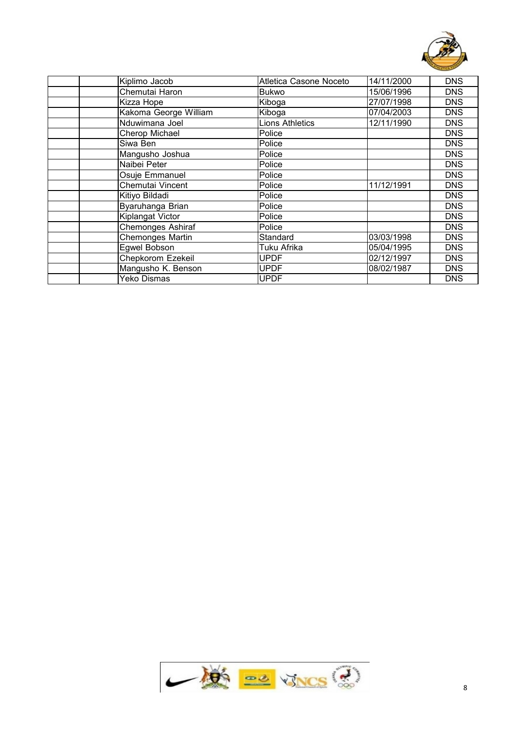| | | | | | |
|---|---|---|---|---|---|
| | | Kiplimo Jacob | Atletica Casone Noceto | 14/11/2000 | DNS |
| | | Chemutai Haron | Bukwo | 15/06/1996 | DNS |
| | | Kizza Hope | Kiboga | 27/07/1998 | DNS |
| | | Kakoma George William | Kiboga | 07/04/2003 | DNS |
| | | Nduwimana Joel | Lions Athletics | 12/11/1990 | DNS |
| | | Cherop Michael | Police | | DNS |
| | | Siwa Ben | Police | | DNS |
| | | Mangusho Joshua | Police | | DNS |
| | | Naibei Peter | Police | | DNS |
| | | Osuje Emmanuel | Police | | DNS |
| | | Chemutai Vincent | Police | 11/12/1991 | DNS |
| | | Kitiyo Bildadi | Police | | DNS |
| | | Byaruhanga Brian | Police | | DNS |
| | | Kiplangat Victor | Police | | DNS |
| | | Chemonges Ashiraf | Police | | DNS |
| | | Chemonges Martin | Standard | 03/03/1998 | DNS |
| | | Egwel Bobson | Tuku Afrika | 05/04/1995 | DNS |
| | | Chepkorom Ezekeil | UPDF | 02/12/1997 | DNS |
| | | Mangusho K. Benson | UPDF | 08/02/1987 | DNS |
| | | Yeko Dismas | UPDF | | DNS |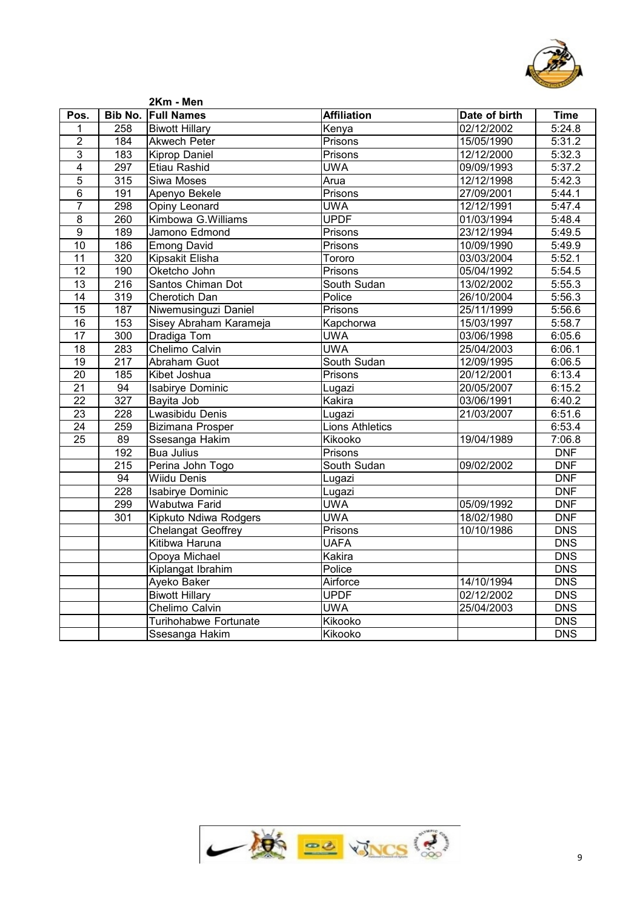**2Km - Men**

| Pos. | Bib No. | Full Names | Affiliation | Date of birth | Time |
|---|---|---|---|---|---|
| 1 | 258 | Biwott Hillary | Kenya | 02/12/2002 | 5:24.8 |
| 2 | 184 | Akwech Peter | Prisons | 15/05/1990 | 5:31.2 |
| 3 | 183 | Kiprop Daniel | Prisons | 12/12/2000 | 5:32.3 |
| 4 | 297 | Etiau Rashid | UWA | 09/09/1993 | 5:37.2 |
| 5 | 315 | Siwa Moses | Arua | 12/12/1998 | 5:42.3 |
| 6 | 191 | Apenyo Bekele | Prisons | 27/09/2001 | 5:44.1 |
| 7 | 298 | Opiny Leonard | UWA | 12/12/1991 | 5:47.4 |
| 8 | 260 | Kimbowa G.Williams | UPDF | 01/03/1994 | 5:48.4 |
| 9 | 189 | Jamono Edmond | Prisons | 23/12/1994 | 5:49.5 |
| 10 | 186 | Emong David | Prisons | 10/09/1990 | 5:49.9 |
| 11 | 320 | Kipsakit Elisha | Tororo | 03/03/2004 | 5:52.1 |
| 12 | 190 | Oketcho John | Prisons | 05/04/1992 | 5:54.5 |
| 13 | 216 | Santos Chiman Dot | South Sudan | 13/02/2002 | 5:55.3 |
| 14 | 319 | Cherotich Dan | Police | 26/10/2004 | 5:56.3 |
| 15 | 187 | Niwemusinguzi Daniel | Prisons | 25/11/1999 | 5:56.6 |
| 16 | 153 | Sisey Abraham Karameja | Kapchorwa | 15/03/1997 | 5:58.7 |
| 17 | 300 | Dradiga Tom | UWA | 03/06/1998 | 6:05.6 |
| 18 | 283 | Chelimo Calvin | UWA | 25/04/2003 | 6:06.1 |
| 19 | 217 | Abraham Guot | South Sudan | 12/09/1995 | 6:06.5 |
| 20 | 185 | Kibet Joshua | Prisons | 20/12/2001 | 6:13.4 |
| 21 | 94 | Isabirye Dominic | Lugazi | 20/05/2007 | 6:15.2 |
| 22 | 327 | Bayita Job | Kakira | 03/06/1991 | 6:40.2 |
| 23 | 228 | Lwasibidu Denis | Lugazi | 21/03/2007 | 6:51.6 |
| 24 | 259 | Bizimana Prosper | Lions Athletics | | 6:53.4 |
| 25 | 89 | Ssesanga Hakim | Kikooko | 19/04/1989 | 7:06.8 |
| | 192 | Bua Julius | Prisons | | DNF |
| | 215 | Perina John Togo | South Sudan | 09/02/2002 | DNF |
| | 94 | Wiidu Denis | Lugazi | | DNF |
| | 228 | Isabirye Dominic | Lugazi | | DNF |
| | 299 | Wabutwa Farid | UWA | 05/09/1992 | DNF |
| | 301 | Kipkuto Ndiwa Rodgers | UWA | 18/02/1980 | DNF |
| | | Chelangat Geoffrey | Prisons | 10/10/1986 | DNS |
| | | Kitibwa Haruna | UAFA | | DNS |
| | | Opoya Michael | Kakira | | DNS |
| | | Kiplangat Ibrahim | Police | | DNS |
| | | Ayeko Baker | Airforce | 14/10/1994 | DNS |
| | | Biwott Hillary | UPDF | 02/12/2002 | DNS |
| | | Chelimo Calvin | UWA | 25/04/2003 | DNS |
| | | Turihohabwe Fortunate | Kikooko | | DNS |
| | | Ssesanga Hakim | Kikooko | | DNS |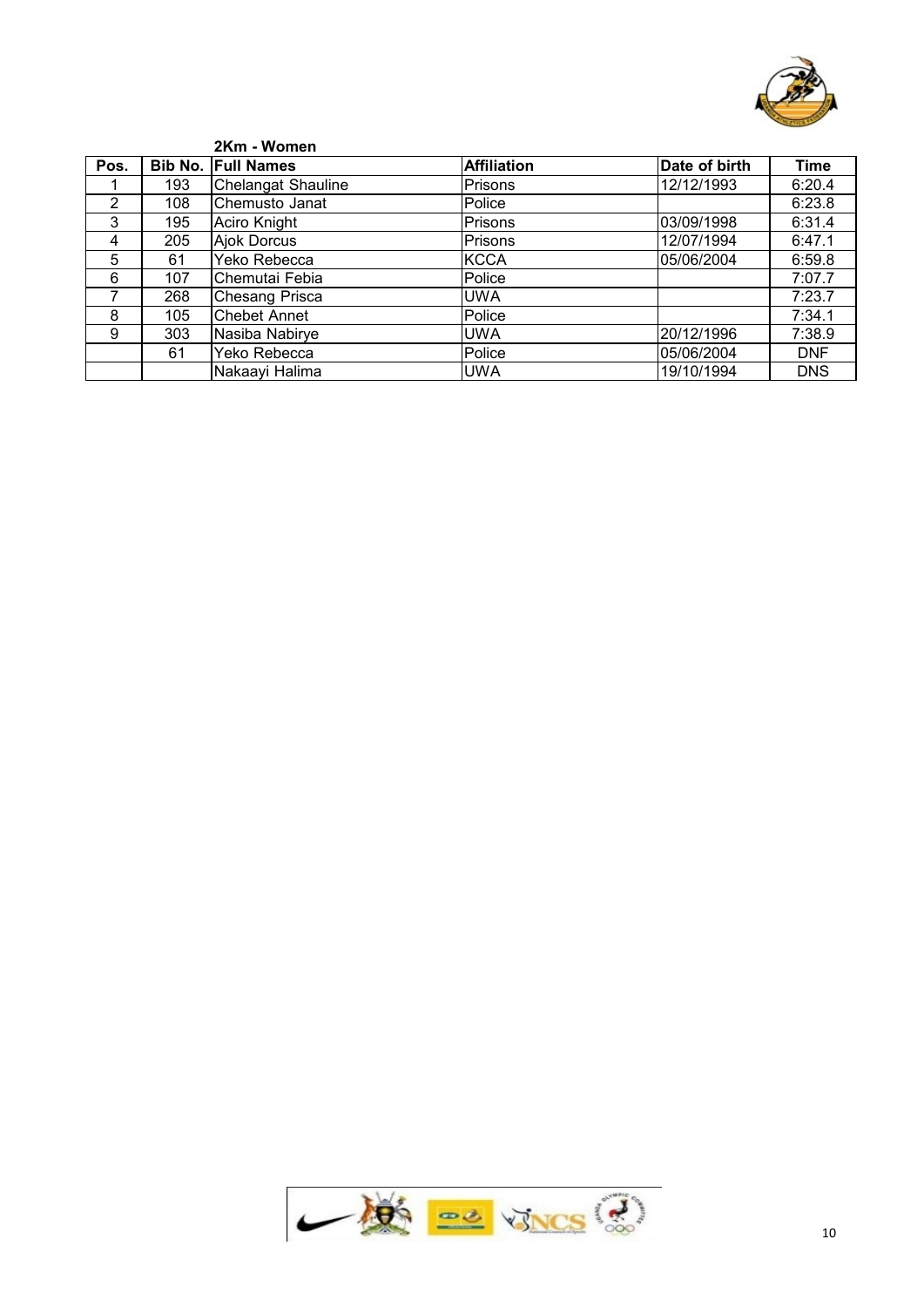## 2Km - Women

| Pos. | Bib No. | Full Names | Affiliation | Date of birth | Time |
|---|---|---|---|---|---|
| 1 | 193 | Chelangat Shauline | Prisons | 12/12/1993 | 6:20.4 |
| 2 | 108 | Chemusto Janat | Police | | 6:23.8 |
| 3 | 195 | Aciro Knight | Prisons | 03/09/1998 | 6:31.4 |
| 4 | 205 | Ajok Dorcus | Prisons | 12/07/1994 | 6:47.1 |
| 5 | 61 | Yeko Rebecca | KCCA | 05/06/2004 | 6:59.8 |
| 6 | 107 | Chemutai Febia | Police | | 7:07.7 |
| 7 | 268 | Chesang Prisca | UWA | | 7:23.7 |
| 8 | 105 | Chebet Annet | Police | | 7:34.1 |
| 9 | 303 | Nasiba Nabirye | UWA | 20/12/1996 | 7:38.9 |
| | 61 | Yeko Rebecca | Police | 05/06/2004 | DNF |
| | | Nakaayi Halima | UWA | 19/10/1994 | DNS |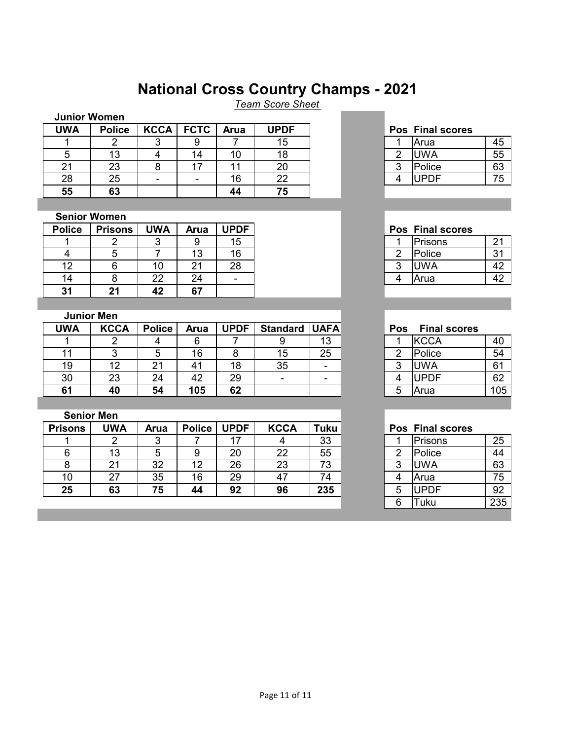# National Cross Country Champs - 2021

*Team Score Sheet*

**Junior Women**

| UWA | Police | KCCA | FCTC | Arua | UPDF |
|---|---|---|---|---|---|
| 1 | 2 | 3 | 9 | 7 | 15 |
| 5 | 13 | 4 | 14 | 10 | 18 |
| 21 | 23 | 8 | 17 | 11 | 20 |
| 28 | 25 | - | - | 16 | 22 |
| **55** | **63** | | | **44** | **75** |

| Pos | Final scores | |
|---|---|---|
| 1 | Arua | 45 |
| 2 | UWA | 55 |
| 3 | Police | 63 |
| 4 | UPDF | 75 |

**Senior Women**

| Police | Prisons | UWA | Arua | UPDF |
|---|---|---|---|---|
| 1 | 2 | 3 | 9 | 15 |
| 4 | 5 | 7 | 13 | 16 |
| 12 | 6 | 10 | 21 | 28 |
| 14 | 8 | 22 | 24 | - |
| **31** | **21** | **42** | **67** | |

| Pos | Final scores | |
|---|---|---|
| 1 | Prisons | 21 |
| 2 | Police | 31 |
| 3 | UWA | 42 |
| 4 | Arua | 42 |

**Junior Men**

| UWA | KCCA | Police | Arua | UPDF | Standard | UAFA |
|---|---|---|---|---|---|---|
| 1 | 2 | 4 | 6 | 7 | 9 | 13 |
| 11 | 3 | 5 | 16 | 8 | 15 | 25 |
| 19 | 12 | 21 | 41 | 18 | 35 | - |
| 30 | 23 | 24 | 42 | 29 | - | - |
| **61** | **40** | **54** | **105** | **62** | | |

| Pos | Final scores | |
|---|---|---|
| 1 | KCCA | 40 |
| 2 | Police | 54 |
| 3 | UWA | 61 |
| 4 | UPDF | 62 |
| 5 | Arua | 105 |

**Senior Men**

| Prisons | UWA | Arua | Police | UPDF | KCCA | Tuku |
|---|---|---|---|---|---|---|
| 1 | 2 | 3 | 7 | 17 | 4 | 33 |
| 6 | 13 | 5 | 9 | 20 | 22 | 55 |
| 8 | 21 | 32 | 12 | 26 | 23 | 73 |
| 10 | 27 | 35 | 16 | 29 | 47 | 74 |
| **25** | **63** | **75** | **44** | **92** | **96** | **235** |

| Pos | Final scores | |
|---|---|---|
| 1 | Prisons | 25 |
| 2 | Police | 44 |
| 3 | UWA | 63 |
| 4 | Arua | 75 |
| 5 | UPDF | 92 |
| 6 | Tuku | 235 |